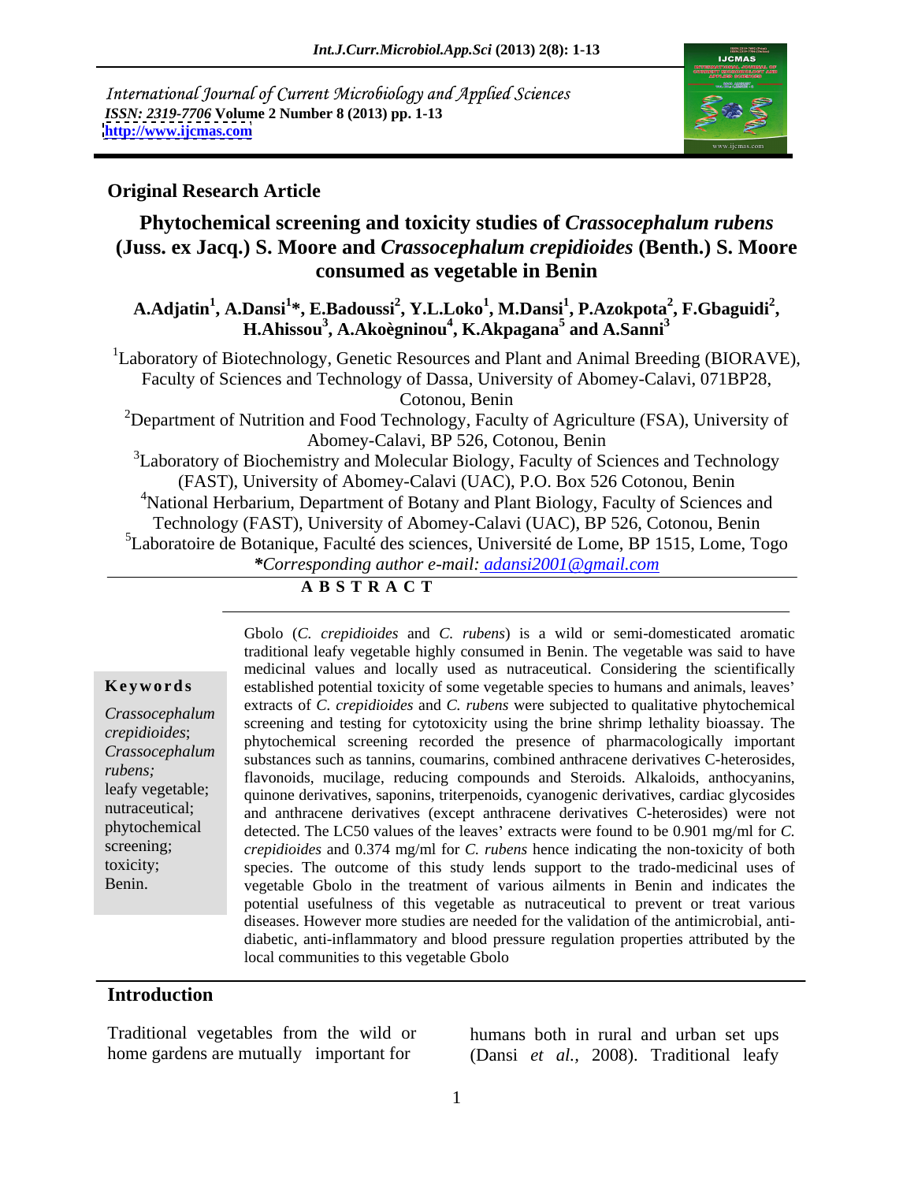International Journal of Current Microbiology and Applied Sciences
*ISSN: 2319-7706* **Volume 2 Number 8 (2013) pp. 1-13**
**http://www.ijcmas.com**

**Original Research Article**

# Phytochemical screening and toxicity studies of *Crassocephalum rubens* (Juss. ex Jacq.) S. Moore and *Crassocephalum crepidioides* (Benth.) S. Moore consumed as vegetable in Benin

**A.Adjatin[1], A.Dansi[1]*, E.Badoussi[2], Y.L.Loko[1], M.Dansi[1], P.Azokpota[2], F.Gbaguidi[2], H.Ahissou[3], A.Akoègninou[4], K.Akpagana[5] and A.Sanni[3]**

[1]Laboratory of Biotechnology, Genetic Resources and Plant and Animal Breeding (BIORAVE), Faculty of Sciences and Technology of Dassa, University of Abomey-Calavi, 071BP28, Cotonou, Benin

[2]Department of Nutrition and Food Technology, Faculty of Agriculture (FSA), University of Abomey-Calavi, BP 526, Cotonou, Benin

[3]Laboratory of Biochemistry and Molecular Biology, Faculty of Sciences and Technology (FAST), University of Abomey-Calavi (UAC), P.O. Box 526 Cotonou, Benin

[4]National Herbarium, Department of Botany and Plant Biology, Faculty of Sciences and Technology (FAST), University of Abomey-Calavi (UAC), BP 526, Cotonou, Benin

[5]Laboratoire de Botanique, Faculté des sciences, Université de Lome, BP 1515, Lome, Togo

***Corresponding author e-mail:** adansi2001@gmail.com

## ABSTRACT

**Keywords**

*Crassocephalum crepidioides*; *Crassocephalum rubens;* leafy vegetable; nutraceutical; phytochemical screening; toxicity; Benin.

Gbolo (*C. crepidioides* and *C. rubens*) is a wild or semi-domesticated aromatic traditional leafy vegetable highly consumed in Benin. The vegetable was said to have medicinal values and locally used as nutraceutical. Considering the scientifically established potential toxicity of some vegetable species to humans and animals, leaves' extracts of *C. crepidioides* and *C. rubens* were subjected to qualitative phytochemical screening and testing for cytotoxicity using the brine shrimp lethality bioassay. The phytochemical screening recorded the presence of pharmacologically important substances such as tannins, coumarins, combined anthracene derivatives C-heterosides, flavonoids, mucilage, reducing compounds and Steroids. Alkaloids, anthocyanins, quinone derivatives, saponins, triterpenoids, cyanogenic derivatives, cardiac glycosides and anthracene derivatives (except anthracene derivatives C-heterosides) were not detected. The LC50 values of the leaves' extracts were found to be 0.901 mg/ml for *C. crepidioides* and 0.374 mg/ml for *C. rubens* hence indicating the non-toxicity of both species. The outcome of this study lends support to the trado-medicinal uses of vegetable Gbolo in the treatment of various ailments in Benin and indicates the potential usefulness of this vegetable as nutraceutical to prevent or treat various diseases. However more studies are needed for the validation of the antimicrobial, anti-diabetic, anti-inflammatory and blood pressure regulation properties attributed by the local communities to this vegetable Gbolo

## Introduction

Traditional vegetables from the wild or home gardens are mutually important for humans both in rural and urban set ups (Dansi *et al.,* 2008). Traditional leafy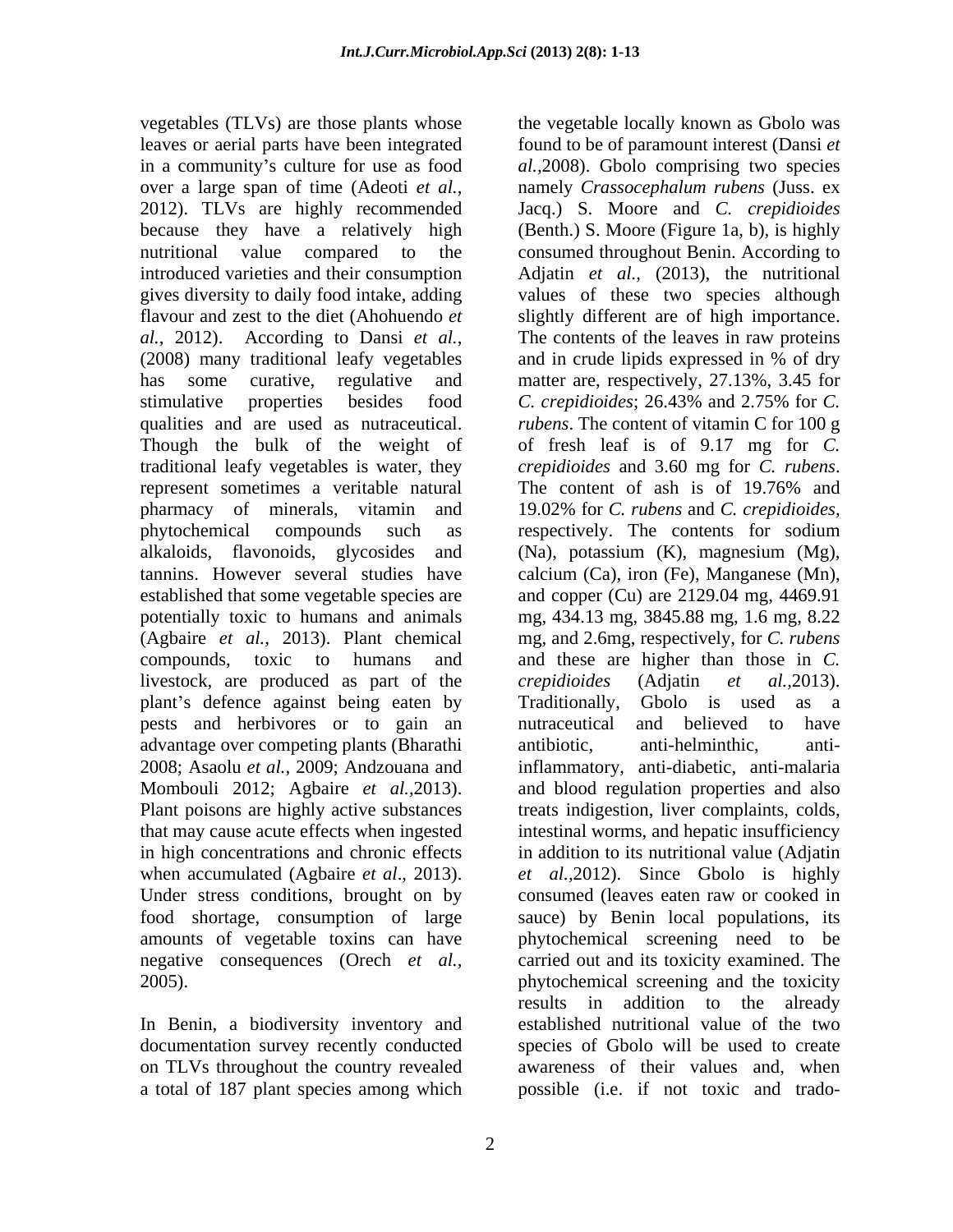vegetables (TLVs) are those plants whose leaves or aerial parts have been integrated in a community's culture for use as food over a large span of time (Adeoti *et al.*, 2012). TLVs are highly recommended because they have a relatively high nutritional value compared to the introduced varieties and their consumption gives diversity to daily food intake, adding flavour and zest to the diet (Ahohuendo *et al.*, 2012). According to Dansi *et al.*, (2008) many traditional leafy vegetables has some curative, regulative and stimulative properties besides food qualities and are used as nutraceutical. Though the bulk of the weight of traditional leafy vegetables is water, they represent sometimes a veritable natural pharmacy of minerals, vitamin and phytochemical compounds such as alkaloids, flavonoids, glycosides and tannins. However several studies have established that some vegetable species are potentially toxic to humans and animals (Agbaire *et al.,* 2013). Plant chemical compounds, toxic to humans and livestock, are produced as part of the plant's defence against being eaten by pests and herbivores or to gain an advantage over competing plants (Bharathi 2008; Asaolu *et al.,* 2009; Andzouana and Mombouli 2012; Agbaire *et al.,*2013). Plant poisons are highly active substances that may cause acute effects when ingested in high concentrations and chronic effects when accumulated (Agbaire *et al*., 2013). Under stress conditions, brought on by food shortage, consumption of large amounts of vegetable toxins can have negative consequences (Orech *et al.,* 2005).

In Benin, a biodiversity inventory and documentation survey recently conducted on TLVs throughout the country revealed a total of 187 plant species among which the vegetable locally known as Gbolo was found to be of paramount interest (Dansi *et al.,*2008). Gbolo comprising two species namely *Crassocephalum rubens* (Juss. ex Jacq.) S. Moore and *C. crepidioides* (Benth.) S. Moore (Figure 1a, b), is highly consumed throughout Benin. According to Adjatin *et al.,* (2013), the nutritional values of these two species although slightly different are of high importance. The contents of the leaves in raw proteins and in crude lipids expressed in % of dry matter are, respectively, 27.13%, 3.45 for *C. crepidioides*; 26.43% and 2.75% for *C. rubens*. The content of vitamin C for 100 g of fresh leaf is of 9.17 mg for *C. crepidioides* and 3.60 mg for *C. rubens*. The content of ash is of 19.76% and 19.02% for *C. rubens* and *C. crepidioides*, respectively. The contents for sodium (Na), potassium (K), magnesium (Mg), calcium (Ca), iron (Fe), Manganese (Mn), and copper (Cu) are 2129.04 mg, 4469.91 mg, 434.13 mg, 3845.88 mg, 1.6 mg, 8.22 mg, and 2.6mg, respectively, for *C. rubens* and these are higher than those in *C. crepidioides* (Adjatin *et al.,*2013). Traditionally, Gbolo is used as a nutraceutical and believed to have antibiotic, anti-helminthic, anti-inflammatory, anti-diabetic, anti-malaria and blood regulation properties and also treats indigestion, liver complaints, colds, intestinal worms, and hepatic insufficiency in addition to its nutritional value (Adjatin *et al.,*2012). Since Gbolo is highly consumed (leaves eaten raw or cooked in sauce) by Benin local populations, its phytochemical screening need to be carried out and its toxicity examined. The phytochemical screening and the toxicity results in addition to the already established nutritional value of the two species of Gbolo will be used to create awareness of their values and, when possible (i.e. if not toxic and trado-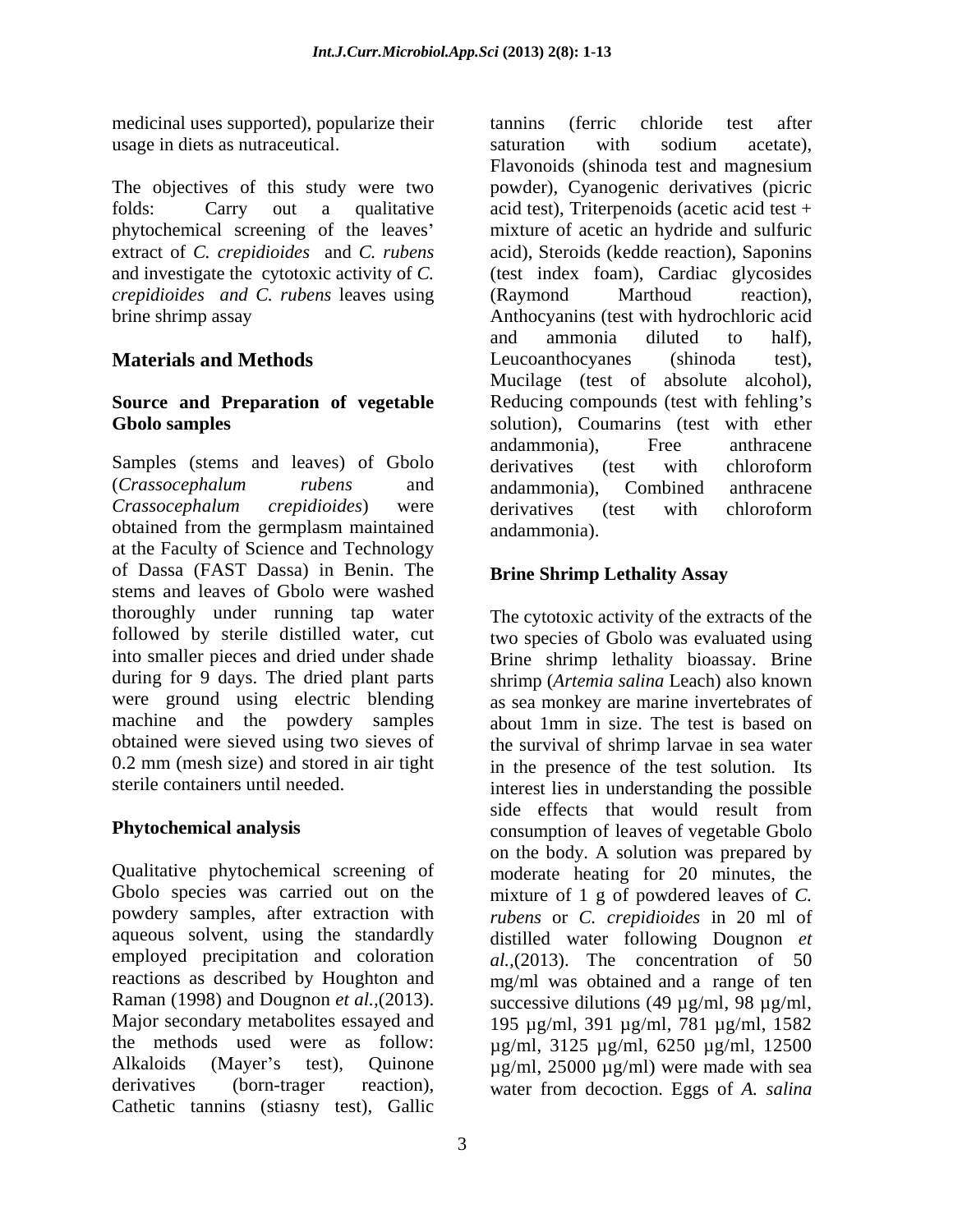medicinal uses supported), popularize their usage in diets as nutraceutical.

The objectives of this study were two folds: Carry out a qualitative phytochemical screening of the leaves' extract of *C. crepidioides* and *C. rubens* and investigate the cytotoxic activity of *C. crepidioides and C. rubens* leaves using brine shrimp assay

## Materials and Methods

### Source and Preparation of vegetable Gbolo samples

Samples (stems and leaves) of Gbolo (*Crassocephalum rubens* and *Crassocephalum crepidioides*) were obtained from the germplasm maintained at the Faculty of Science and Technology of Dassa (FAST Dassa) in Benin. The stems and leaves of Gbolo were washed thoroughly under running tap water followed by sterile distilled water, cut into smaller pieces and dried under shade during for 9 days. The dried plant parts were ground using electric blending machine and the powdery samples obtained were sieved using two sieves of 0.2 mm (mesh size) and stored in air tight sterile containers until needed.

### Phytochemical analysis

Qualitative phytochemical screening of Gbolo species was carried out on the powdery samples, after extraction with aqueous solvent, using the standardly employed precipitation and coloration reactions as described by Houghton and Raman (1998) and Dougnon *et al.*,(2013). Major secondary metabolites essayed and the methods used were as follow: Alkaloids (Mayer's test), Quinone derivatives (born-trager reaction), Cathetic tannins (stiasny test), Gallic tannins (ferric chloride test after saturation with sodium acetate), Flavonoids (shinoda test and magnesium powder), Cyanogenic derivatives (picric acid test), Triterpenoids (acetic acid test + mixture of acetic an hydride and sulfuric acid), Steroids (kedde reaction), Saponins (test index foam), Cardiac glycosides (Raymond Marthoud reaction), Anthocyanins (test with hydrochloric acid and ammonia diluted to half), Leucoanthocyanes (shinoda test), Mucilage (test of absolute alcohol), Reducing compounds (test with fehling's solution), Coumarins (test with ether andammonia), Free anthracene derivatives (test with chloroform andammonia), Combined anthracene derivatives (test with chloroform andammonia).

### Brine Shrimp Lethality Assay

The cytotoxic activity of the extracts of the two species of Gbolo was evaluated using Brine shrimp lethality bioassay. Brine shrimp (*Artemia salina* Leach) also known as sea monkey are marine invertebrates of about 1mm in size. The test is based on the survival of shrimp larvae in sea water in the presence of the test solution. Its interest lies in understanding the possible side effects that would result from consumption of leaves of vegetable Gbolo on the body. A solution was prepared by moderate heating for 20 minutes, the mixture of 1 g of powdered leaves of *C. rubens* or *C. crepidioides* in 20 ml of distilled water following Dougnon *et al.*,(2013). The concentration of 50 mg/ml was obtained and a range of ten successive dilutions (49 µg/ml, 98 µg/ml, 195 µg/ml, 391 µg/ml, 781 µg/ml, 1582 µg/ml, 3125 µg/ml, 6250 µg/ml, 12500 µg/ml, 25000 µg/ml) were made with sea water from decoction. Eggs of *A. salina*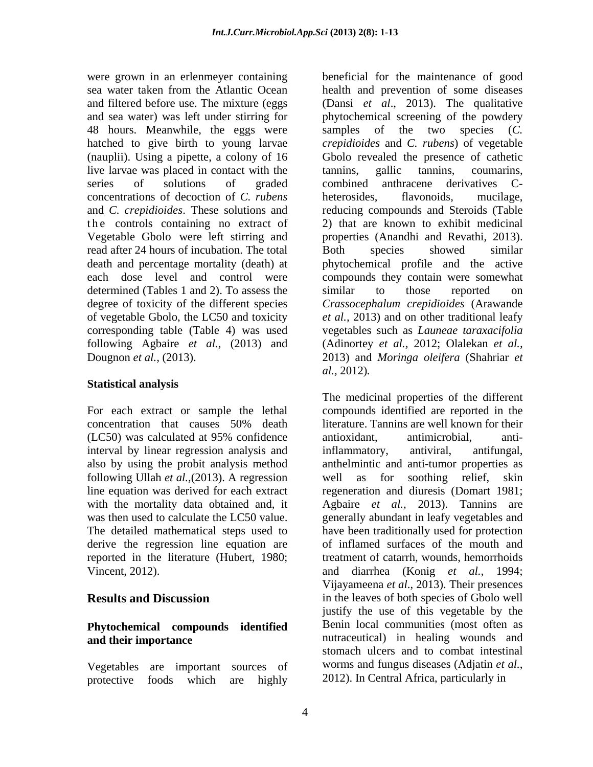were grown in an erlenmeyer containing sea water taken from the Atlantic Ocean and filtered before use. The mixture (eggs and sea water) was left under stirring for 48 hours. Meanwhile, the eggs were hatched to give birth to young larvae (nauplii). Using a pipette, a colony of 16 live larvae was placed in contact with the series of solutions of graded concentrations of decoction of *C. rubens* and *C. crepidioides*. These solutions and the controls containing no extract of Vegetable Gbolo were left stirring and read after 24 hours of incubation. The total death and percentage mortality (death) at each dose level and control were determined (Tables 1 and 2). To assess the degree of toxicity of the different species of vegetable Gbolo, the LC50 and toxicity corresponding table (Table 4) was used following Agbaire *et al.,* (2013) and Dougnon *et al.,* (2013).

### Statistical analysis

For each extract or sample the lethal concentration that causes 50% death (LC50) was calculated at 95% confidence interval by linear regression analysis and also by using the probit analysis method following Ullah *et al.*,(2013). A regression line equation was derived for each extract with the mortality data obtained and, it was then used to calculate the LC50 value. The detailed mathematical steps used to derive the regression line equation are reported in the literature (Hubert, 1980; Vincent, 2012).

## Results and Discussion

### Phytochemical compounds identified and their importance

Vegetables are important sources of protective foods which are highly beneficial for the maintenance of good health and prevention of some diseases (Dansi *et al*., 2013). The qualitative phytochemical screening of the powdery samples of the two species (*C. crepidioides* and *C. rubens*) of vegetable Gbolo revealed the presence of cathetic tannins, gallic tannins, coumarins, combined anthracene derivatives C-heterosides, flavonoids, mucilage, reducing compounds and Steroids (Table 2) that are known to exhibit medicinal properties (Anandhi and Revathi, 2013). Both species showed similar phytochemical profile and the active compounds they contain were somewhat similar to those reported on *Crassocephalum crepidioides* (Arawande *et al.*, 2013) and on other traditional leafy vegetables such as *Launeae taraxacifolia* (Adinortey *et al.*, 2012; Olalekan *et al.*, 2013) and *Moringa oleifera* (Shahriar *et al.*, 2012).

The medicinal properties of the different compounds identified are reported in the literature. Tannins are well known for their antioxidant, antimicrobial, anti-inflammatory, antiviral, antifungal, anthelmintic and anti-tumor properties as well as for soothing relief, skin regeneration and diuresis (Domart 1981; Agbaire *et al.,* 2013). Tannins are generally abundant in leafy vegetables and have been traditionally used for protection of inflamed surfaces of the mouth and treatment of catarrh, wounds, hemorrhoids and diarrhea (Konig *et al.,* 1994; Vijayameena *et al*., 2013). Their presences in the leaves of both species of Gbolo well justify the use of this vegetable by the Benin local communities (most often as nutraceutical) in healing wounds and stomach ulcers and to combat intestinal worms and fungus diseases (Adjatin *et al.*, 2012). In Central Africa, particularly in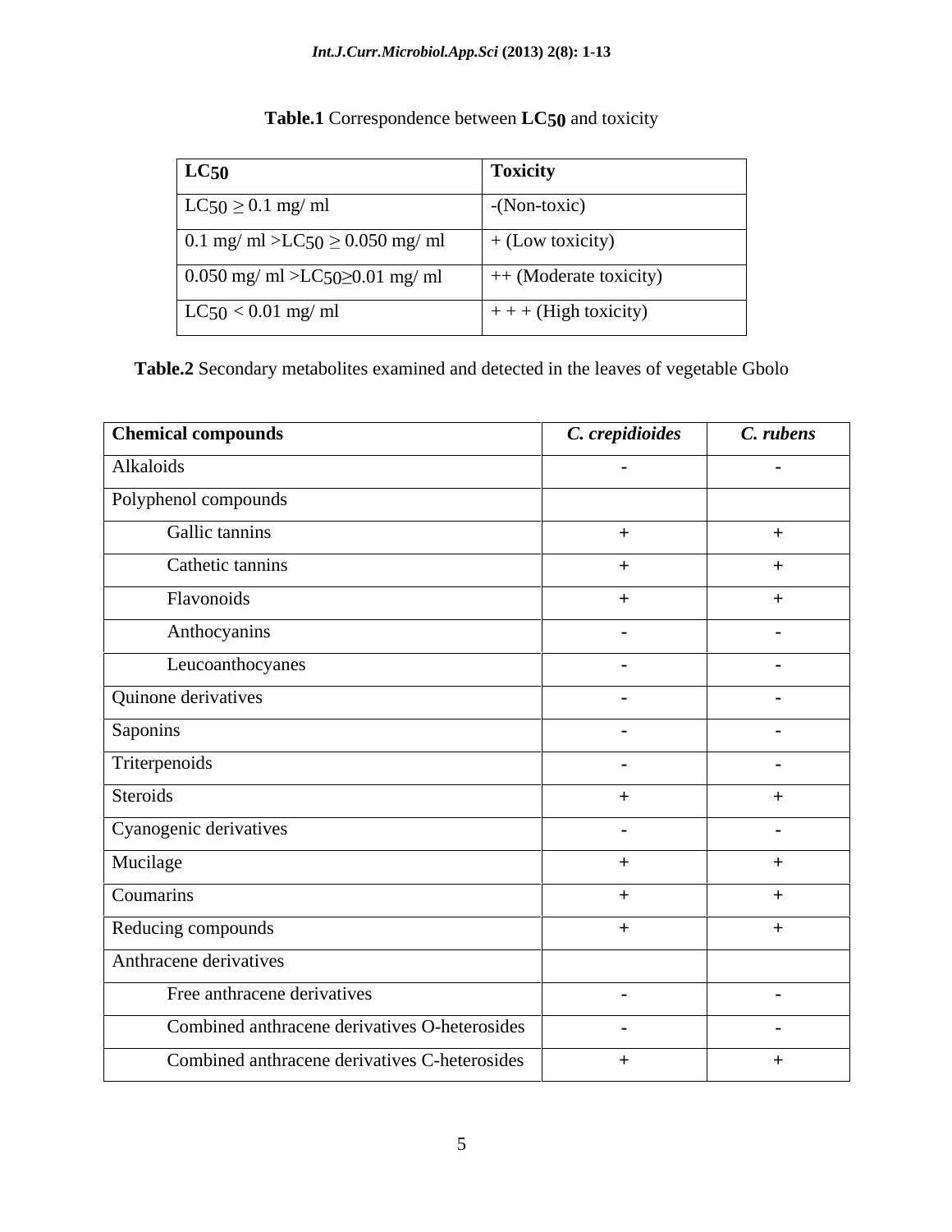**Table.1** Correspondence between **$LC_{50}$** and toxicity

| $LC_{50}$ | Toxicity |
|---|---|
| $LC_{50} \geq 0.1$ mg/ ml | -(Non-toxic) |
| 0.1 mg/ ml $> LC_{50} \geq 0.050$ mg/ ml | + (Low toxicity) |
| 0.050 mg/ ml $> LC_{50} \geq 0.01$ mg/ ml | ++ (Moderate toxicity) |
| $LC_{50} < 0.01$ mg/ ml | + + + (High toxicity) |

**Table.2** Secondary metabolites examined and detected in the leaves of vegetable Gbolo

| Chemical compounds | *C. crepidioides* | *C. rubens* |
|---|---|---|
| Alkaloids | - | - |
| Polyphenol compounds | | |
| Gallic tannins | + | + |
| Cathetic tannins | + | + |
| Flavonoids | + | + |
| Anthocyanins | - | - |
| Leucoanthocyanes | - | - |
| Quinone derivatives | - | - |
| Saponins | - | - |
| Triterpenoids | - | - |
| Steroids | + | + |
| Cyanogenic derivatives | - | - |
| Mucilage | + | + |
| Coumarins | + | + |
| Reducing compounds | + | + |
| Anthracene derivatives | | |
| Free anthracene derivatives | - | - |
| Combined anthracene derivatives O-heterosides | - | - |
| Combined anthracene derivatives C-heterosides | + | + |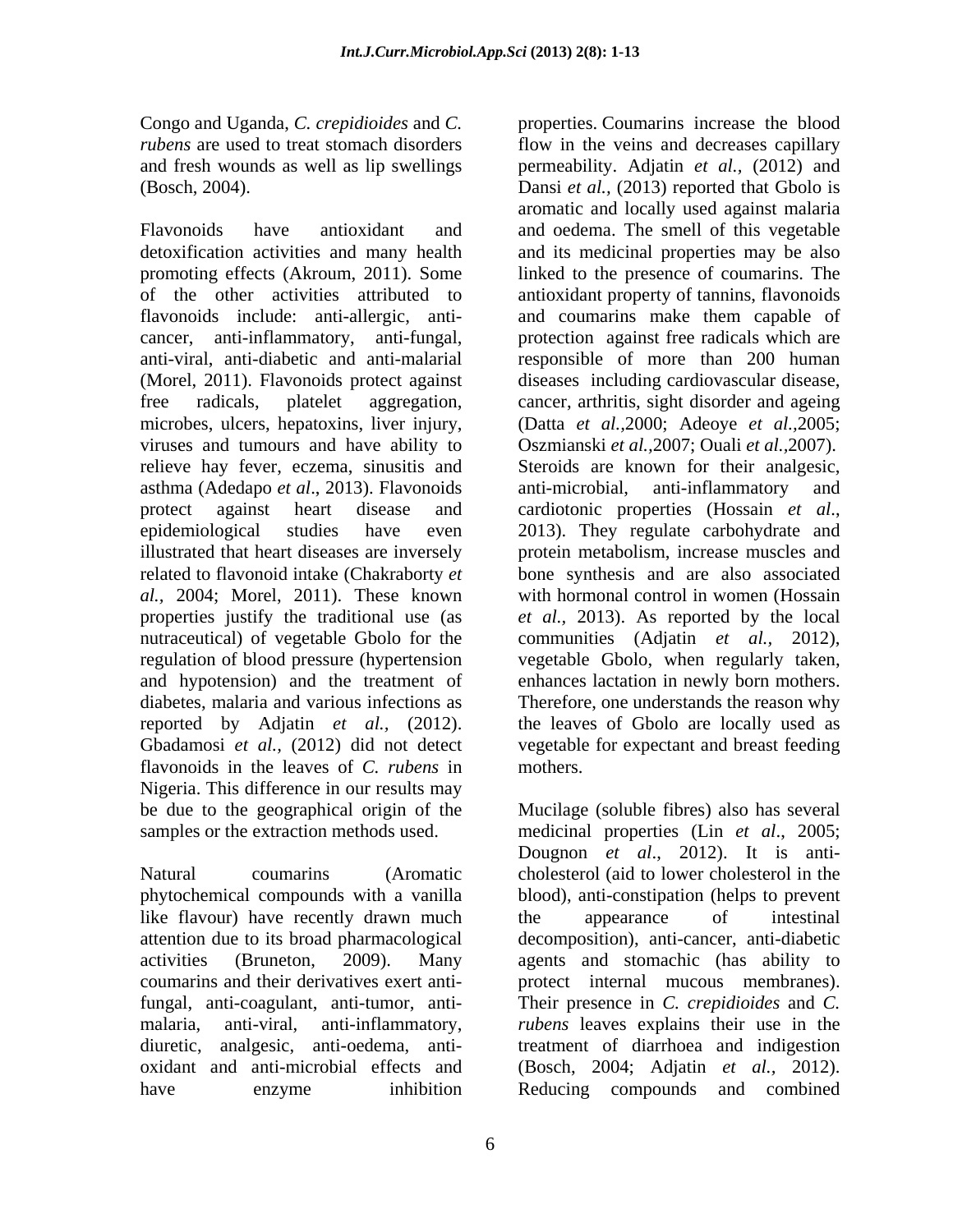Congo and Uganda, *C. crepidioides* and *C. rubens* are used to treat stomach disorders and fresh wounds as well as lip swellings (Bosch, 2004).

Flavonoids have antioxidant and detoxification activities and many health promoting effects (Akroum, 2011). Some of the other activities attributed to flavonoids include: anti-allergic, anti-cancer, anti-inflammatory, anti-fungal, anti-viral, anti-diabetic and anti-malarial (Morel, 2011). Flavonoids protect against free radicals, platelet aggregation, microbes, ulcers, hepatoxins, liver injury, viruses and tumours and have ability to relieve hay fever, eczema, sinusitis and asthma (Adedapo *et al*., 2013). Flavonoids protect against heart disease and epidemiological studies have even illustrated that heart diseases are inversely related to flavonoid intake (Chakraborty *et al.,* 2004; Morel, 2011). These known properties justify the traditional use (as nutraceutical) of vegetable Gbolo for the regulation of blood pressure (hypertension and hypotension) and the treatment of diabetes, malaria and various infections as reported by Adjatin *et al.,* (2012). Gbadamosi *et al.,* (2012) did not detect flavonoids in the leaves of *C. rubens* in Nigeria. This difference in our results may be due to the geographical origin of the samples or the extraction methods used.

Natural coumarins (Aromatic phytochemical compounds with a vanilla like flavour) have recently drawn much attention due to its broad pharmacological activities (Bruneton, 2009). Many coumarins and their derivatives exert anti-fungal, anti-coagulant, anti-tumor, anti-malaria, anti-viral, anti-inflammatory, diuretic, analgesic, anti-oedema, anti-oxidant and anti-microbial effects and have enzyme inhibition properties. Coumarins increase the blood flow in the veins and decreases capillary permeability. Adjatin *et al.,* (2012) and Dansi *et al.,* (2013) reported that Gbolo is aromatic and locally used against malaria and oedema. The smell of this vegetable and its medicinal properties may be also linked to the presence of coumarins. The antioxidant property of tannins, flavonoids and coumarins make them capable of protection against free radicals which are responsible of more than 200 human diseases including cardiovascular disease, cancer, arthritis, sight disorder and ageing (Datta *et al.,*2000; Adeoye *et al.,*2005; Oszmianski *et al.,*2007; Ouali *et al.,*2007). Steroids are known for their analgesic, anti-microbial, anti-inflammatory and cardiotonic properties (Hossain *et al*., 2013). They regulate carbohydrate and protein metabolism, increase muscles and bone synthesis and are also associated with hormonal control in women (Hossain *et al*., 2013). As reported by the local communities (Adjatin *et al.,* 2012), vegetable Gbolo, when regularly taken, enhances lactation in newly born mothers. Therefore, one understands the reason why the leaves of Gbolo are locally used as vegetable for expectant and breast feeding mothers.

Mucilage (soluble fibres) also has several medicinal properties (Lin *et al*., 2005; Dougnon *et al*., 2012). It is anti-cholesterol (aid to lower cholesterol in the blood), anti-constipation (helps to prevent the appearance of intestinal decomposition), anti-cancer, anti-diabetic agents and stomachic (has ability to protect internal mucous membranes). Their presence in *C. crepidioides* and *C. rubens* leaves explains their use in the treatment of diarrhoea and indigestion (Bosch, 2004; Adjatin *et al.,* 2012). Reducing compounds and combined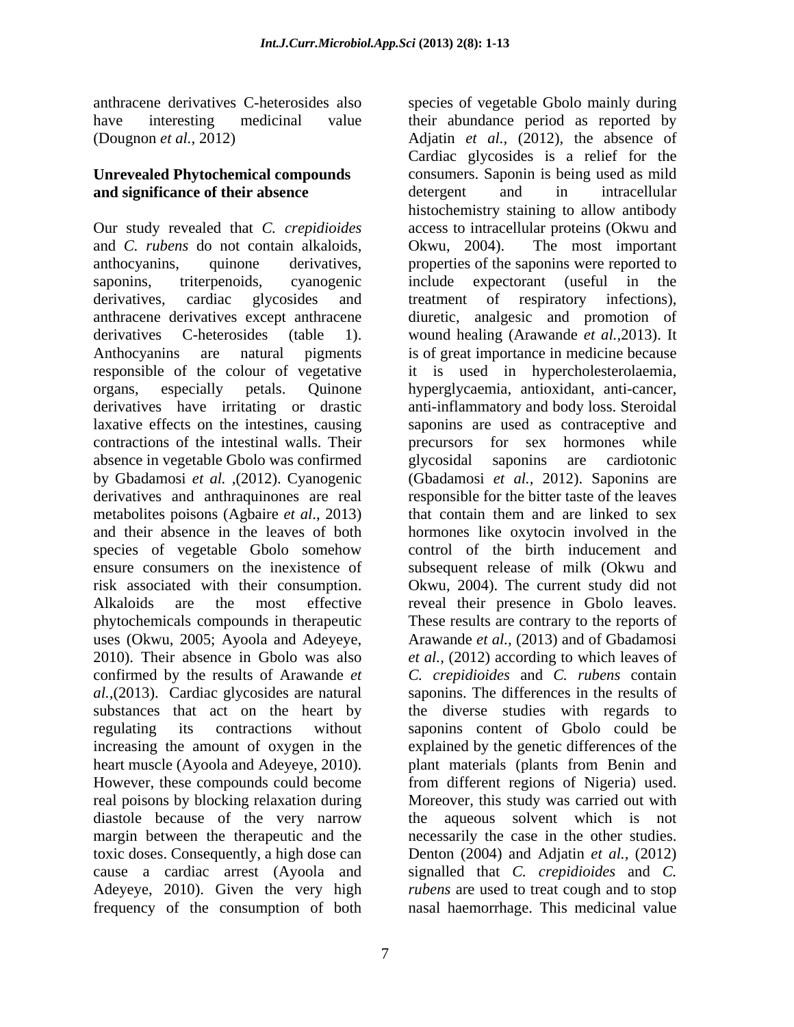anthracene derivatives C-heterosides also have interesting medicinal value (Dougnon *et al.*, 2012)

**Unrevealed Phytochemical compounds and significance of their absence**

Our study revealed that *C. crepidioides* and *C. rubens* do not contain alkaloids, anthocyanins, quinone derivatives, saponins, triterpenoids, cyanogenic derivatives, cardiac glycosides and anthracene derivatives except anthracene derivatives C-heterosides (table 1). Anthocyanins are natural pigments responsible of the colour of vegetative organs, especially petals. Quinone derivatives have irritating or drastic laxative effects on the intestines, causing contractions of the intestinal walls. Their absence in vegetable Gbolo was confirmed by Gbadamosi *et al.* ,(2012). Cyanogenic derivatives and anthraquinones are real metabolites poisons (Agbaire *et al*., 2013) and their absence in the leaves of both species of vegetable Gbolo somehow ensure consumers on the inexistence of risk associated with their consumption. Alkaloids are the most effective phytochemicals compounds in therapeutic uses (Okwu, 2005; Ayoola and Adeyeye, 2010). Their absence in Gbolo was also confirmed by the results of Arawande *et al.*,(2013). Cardiac glycosides are natural substances that act on the heart by regulating its contractions without increasing the amount of oxygen in the heart muscle (Ayoola and Adeyeye, 2010). However, these compounds could become real poisons by blocking relaxation during diastole because of the very narrow margin between the therapeutic and the toxic doses. Consequently, a high dose can cause a cardiac arrest (Ayoola and Adeyeye, 2010). Given the very high frequency of the consumption of both species of vegetable Gbolo mainly during their abundance period as reported by Adjatin *et al.,* (2012), the absence of Cardiac glycosides is a relief for the consumers. Saponin is being used as mild detergent and in intracellular histochemistry staining to allow antibody access to intracellular proteins (Okwu and Okwu, 2004). The most important properties of the saponins were reported to include expectorant (useful in the treatment of respiratory infections), diuretic, analgesic and promotion of wound healing (Arawande *et al.*,2013). It is of great importance in medicine because it is used in hypercholesterolaemia, hyperglycaemia, antioxidant, anti-cancer, anti-inflammatory and body loss. Steroidal saponins are used as contraceptive and precursors for sex hormones while glycosidal saponins are cardiotonic (Gbadamosi *et al.,* 2012). Saponins are responsible for the bitter taste of the leaves that contain them and are linked to sex hormones like oxytocin involved in the control of the birth inducement and subsequent release of milk (Okwu and Okwu, 2004). The current study did not reveal their presence in Gbolo leaves. These results are contrary to the reports of Arawande *et al.,* (2013) and of Gbadamosi *et al.,* (2012) according to which leaves of *C. crepidioides* and *C. rubens* contain saponins. The differences in the results of the diverse studies with regards to saponins content of Gbolo could be explained by the genetic differences of the plant materials (plants from Benin and from different regions of Nigeria) used. Moreover, this study was carried out with the aqueous solvent which is not necessarily the case in the other studies. Denton (2004) and Adjatin *et al.*, (2012) signalled that *C. crepidioides* and *C. rubens* are used to treat cough and to stop nasal haemorrhage. This medicinal value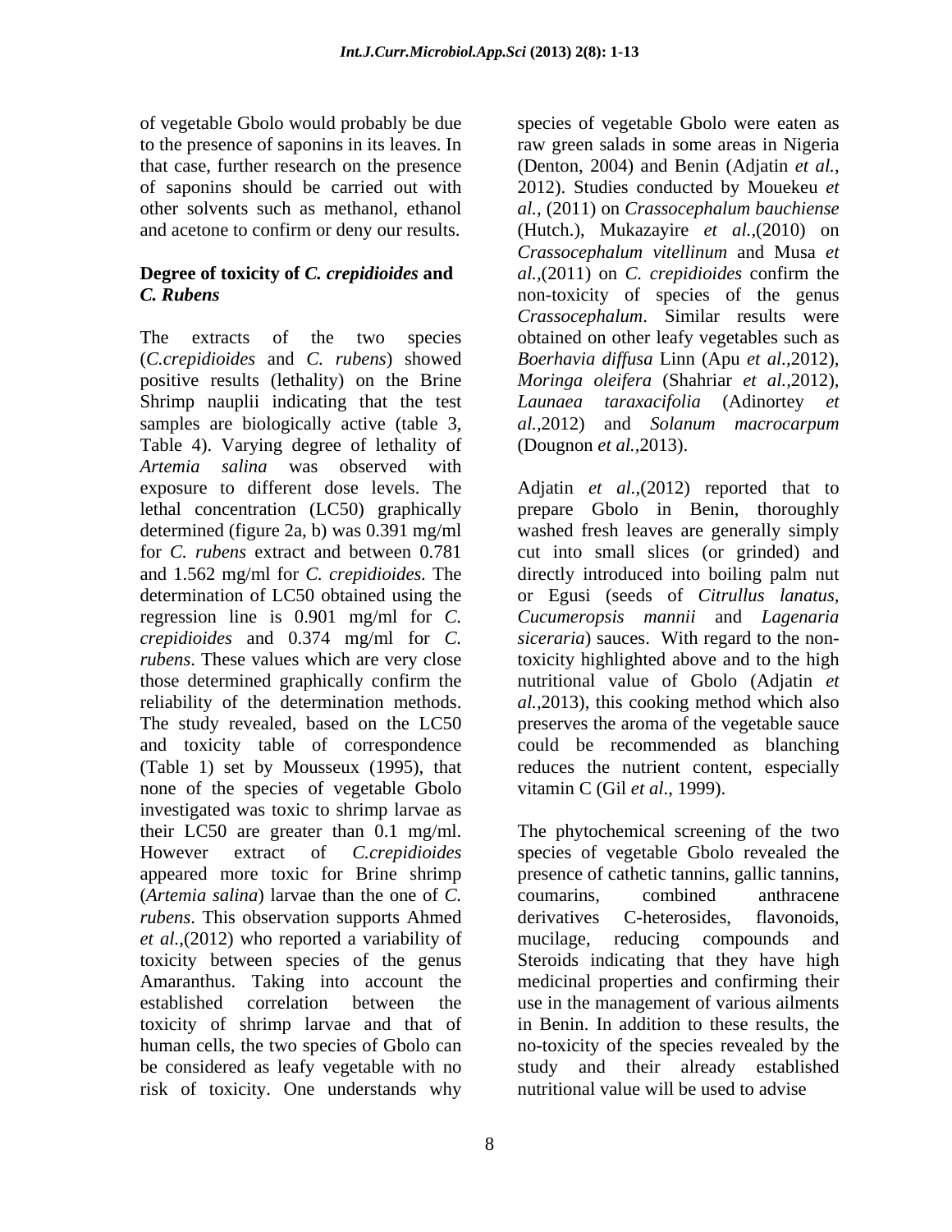of vegetable Gbolo would probably be due to the presence of saponins in its leaves. In that case, further research on the presence of saponins should be carried out with other solvents such as methanol, ethanol and acetone to confirm or deny our results.

**Degree of toxicity of *C. crepidioides* and *C. Rubens***

The extracts of the two species (*C.crepidioides* and *C. rubens*) showed positive results (lethality) on the Brine Shrimp nauplii indicating that the test samples are biologically active (table 3, Table 4). Varying degree of lethality of *Artemia salina* was observed with exposure to different dose levels. The lethal concentration (LC50) graphically determined (figure 2a, b) was 0.391 mg/ml for *C. rubens* extract and between 0.781 and 1.562 mg/ml for *C. crepidioides*. The determination of LC50 obtained using the regression line is 0.901 mg/ml for *C. crepidioides* and 0.374 mg/ml for *C. rubens*. These values which are very close those determined graphically confirm the reliability of the determination methods. The study revealed, based on the LC50 and toxicity table of correspondence (Table 1) set by Mousseux (1995), that none of the species of vegetable Gbolo investigated was toxic to shrimp larvae as their LC50 are greater than 0.1 mg/ml. However extract of *C.crepidioides* appeared more toxic for Brine shrimp (*Artemia salina*) larvae than the one of *C. rubens*. This observation supports Ahmed *et al.*,(2012) who reported a variability of toxicity between species of the genus Amaranthus. Taking into account the established correlation between the toxicity of shrimp larvae and that of human cells, the two species of Gbolo can be considered as leafy vegetable with no risk of toxicity. One understands why species of vegetable Gbolo were eaten as raw green salads in some areas in Nigeria (Denton, 2004) and Benin (Adjatin *et al.*, 2012). Studies conducted by Mouekeu *et al.*, (2011) on *Crassocephalum bauchiense* (Hutch.), Mukazayire *et al.*,(2010) on *Crassocephalum vitellinum* and Musa *et al.*,(2011) on *C. crepidioides* confirm the non-toxicity of species of the genus *Crassocephalum*. Similar results were obtained on other leafy vegetables such as *Boerhavia diffusa* Linn (Apu *et al.*,2012), *Moringa oleifera* (Shahriar *et al.*,2012), *Launaea taraxacifolia* (Adinortey *et al.*,2012) and *Solanum macrocarpum* (Dougnon *et al.*,2013).

Adjatin *et al.*,(2012) reported that to prepare Gbolo in Benin, thoroughly washed fresh leaves are generally simply cut into small slices (or grinded) and directly introduced into boiling palm nut or Egusi (seeds of *Citrullus lanatus*, *Cucumeropsis mannii* and *Lagenaria siceraria*) sauces. With regard to the non-toxicity highlighted above and to the high nutritional value of Gbolo (Adjatin *et al.*,2013), this cooking method which also preserves the aroma of the vegetable sauce could be recommended as blanching reduces the nutrient content, especially vitamin C (Gil *et al*., 1999).

The phytochemical screening of the two species of vegetable Gbolo revealed the presence of cathetic tannins, gallic tannins, coumarins, combined anthracene derivatives C-heterosides, flavonoids, mucilage, reducing compounds and Steroids indicating that they have high medicinal properties and confirming their use in the management of various ailments in Benin. In addition to these results, the no-toxicity of the species revealed by the study and their already established nutritional value will be used to advise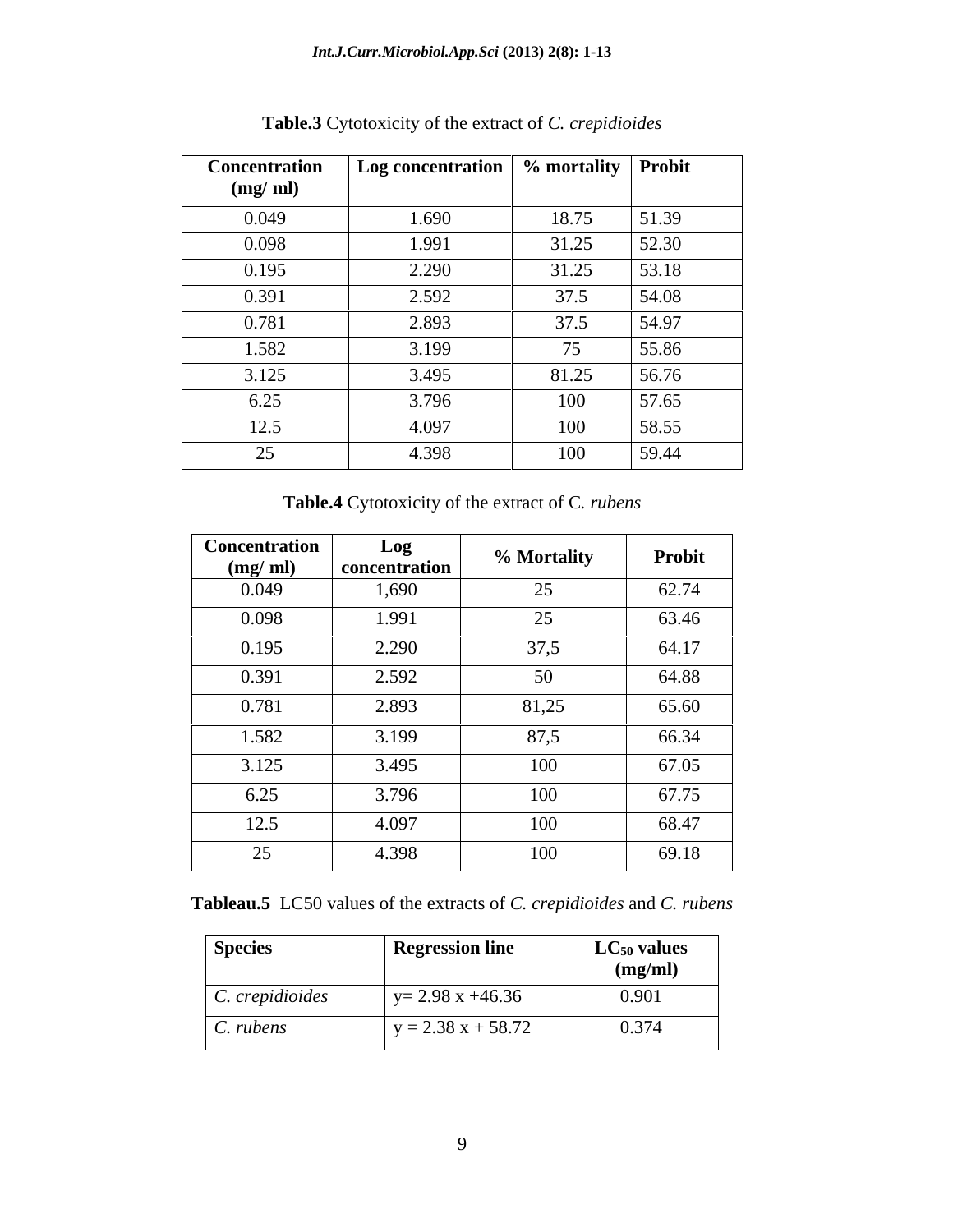**Table.3** Cytotoxicity of the extract of *C. crepidioides*

| Concentration (mg/ ml) | Log concentration | % mortality | Probit |
|---|---|---|---|
| 0.049 | 1.690 | 18.75 | 51.39 |
| 0.098 | 1.991 | 31.25 | 52.30 |
| 0.195 | 2.290 | 31.25 | 53.18 |
| 0.391 | 2.592 | 37.5 | 54.08 |
| 0.781 | 2.893 | 37.5 | 54.97 |
| 1.582 | 3.199 | 75 | 55.86 |
| 3.125 | 3.495 | 81.25 | 56.76 |
| 6.25 | 3.796 | 100 | 57.65 |
| 12.5 | 4.097 | 100 | 58.55 |
| 25 | 4.398 | 100 | 59.44 |

**Table.4** Cytotoxicity of the extract of C. *rubens*

| Concentration (mg/ ml) | Log concentration | % Mortality | Probit |
|---|---|---|---|
| 0.049 | 1,690 | 25 | 62.74 |
| 0.098 | 1.991 | 25 | 63.46 |
| 0.195 | 2.290 | 37,5 | 64.17 |
| 0.391 | 2.592 | 50 | 64.88 |
| 0.781 | 2.893 | 81,25 | 65.60 |
| 1.582 | 3.199 | 87,5 | 66.34 |
| 3.125 | 3.495 | 100 | 67.05 |
| 6.25 | 3.796 | 100 | 67.75 |
| 12.5 | 4.097 | 100 | 68.47 |
| 25 | 4.398 | 100 | 69.18 |

**Tableau.5** LC50 values of the extracts of *C. crepidioides* and *C. rubens*

| Species | Regression line | $LC_{50}$ values (mg/ml) |
|---|---|---|
| *C. crepidioides* | y= 2.98 x +46.36 | 0.901 |
| *C. rubens* | y = 2.38 x + 58.72 | 0.374 |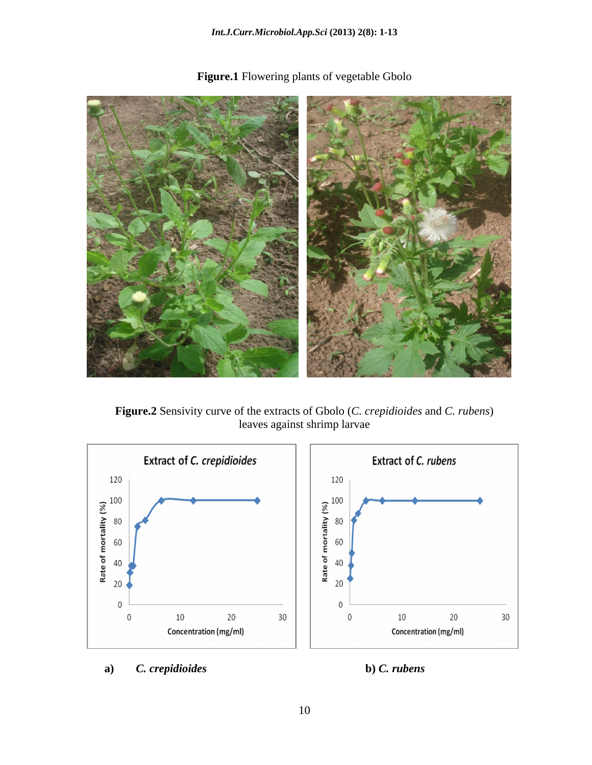**Figure.1** Flowering plants of vegetable Gbolo

**Figure.2** Sensivity curve of the extracts of Gbolo (*C. crepidioides* and *C. rubens*) leaves against shrimp larvae

**a)** ***C. crepidioides*** **b)** ***C. rubens***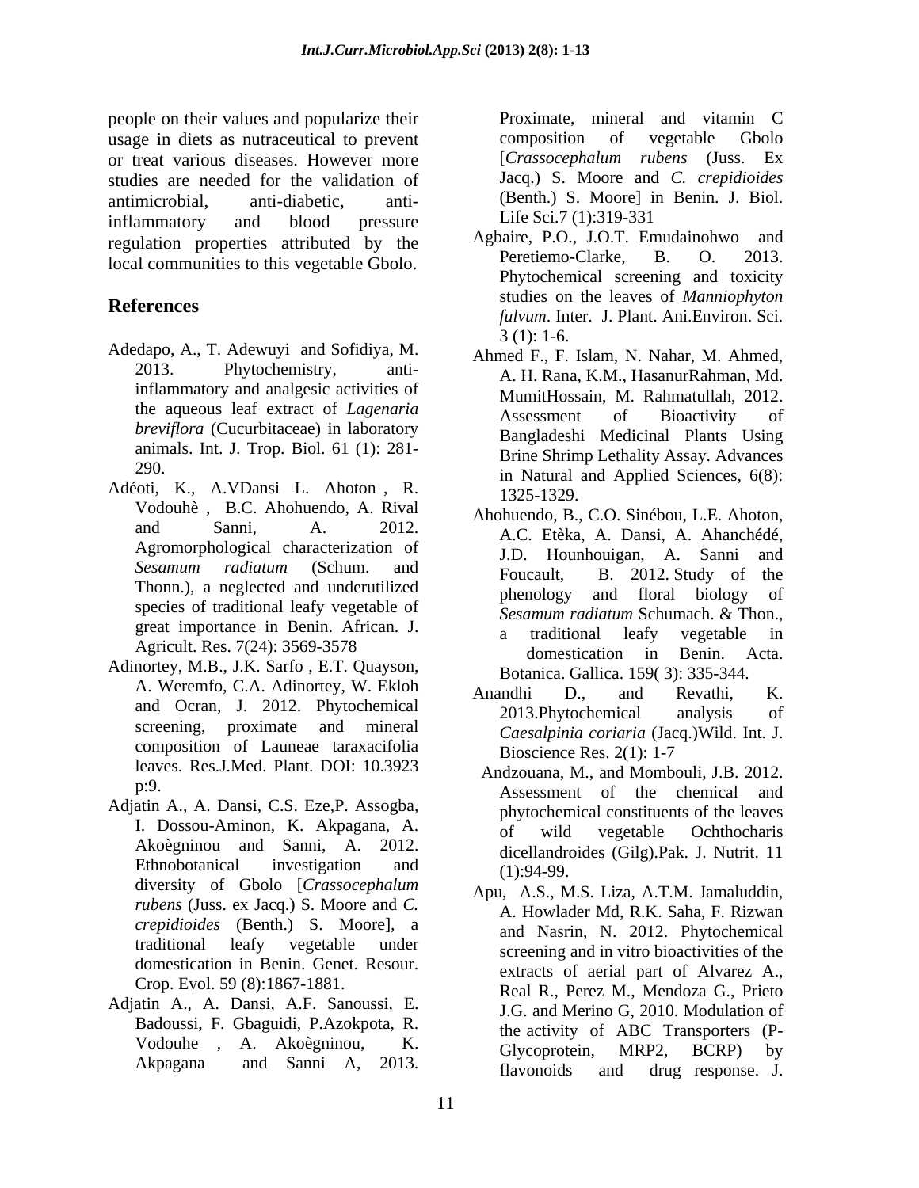people on their values and popularize their usage in diets as nutraceutical to prevent or treat various diseases. However more studies are needed for the validation of antimicrobial, anti-diabetic, anti-inflammatory and blood pressure regulation properties attributed by the local communities to this vegetable Gbolo.

## References

Adedapo, A., T. Adewuyi and Sofidiya, M. 2013. Phytochemistry, anti-inflammatory and analgesic activities of the aqueous leaf extract of *Lagenaria breviflora* (Cucurbitaceae) in laboratory animals. Int. J. Trop. Biol. 61 (1): 281-290.

Adéoti, K., A.VDansi L. Ahoton , R. Vodouhè , B.C. Ahohuendo, A. Rival and Sanni, A. 2012. Agromorphological characterization of *Sesamum radiatum* (Schum. and Thonn.), a neglected and underutilized species of traditional leafy vegetable of great importance in Benin. African. J. Agricult. Res. 7(24): 3569-3578

Adinortey, M.B., J.K. Sarfo , E.T. Quayson, A. Weremfo, C.A. Adinortey, W. Ekloh and Ocran, J. 2012. Phytochemical screening, proximate and mineral composition of Launeae taraxacifolia leaves. Res.J.Med. Plant. DOI: 10.3923 p:9.

Adjatin A., A. Dansi, C.S. Eze,P. Assogba, I. Dossou-Aminon, K. Akpagana, A. Akoègninou and Sanni, A. 2012. Ethnobotanical investigation and diversity of Gbolo [*Crassocephalum rubens* (Juss. ex Jacq.) S. Moore and *C. crepidioides* (Benth.) S. Moore], a traditional leafy vegetable under domestication in Benin. Genet. Resour. Crop. Evol. 59 (8):1867-1881.

Adjatin A., A. Dansi, A.F. Sanoussi, E. Badoussi, F. Gbaguidi, P.Azokpota, R. Vodouhe , A. Akoègninou, K. Akpagana and Sanni A, 2013. Proximate, mineral and vitamin C composition of vegetable Gbolo [*Crassocephalum rubens* (Juss. Ex Jacq.) S. Moore and *C. crepidioides* (Benth.) S. Moore] in Benin. J. Biol. Life Sci.7 (1):319-331

Agbaire, P.O., J.O.T. Emudainohwo and Peretiemo-Clarke, B. O. 2013. Phytochemical screening and toxicity studies on the leaves of *Manniophyton fulvum*. Inter. J. Plant. Ani.Environ. Sci. 3 (1): 1-6.

Ahmed F., F. Islam, N. Nahar, M. Ahmed, A. H. Rana, K.M., HasanurRahman, Md. MumitHossain, M. Rahmatullah, 2012. Assessment of Bioactivity of Bangladeshi Medicinal Plants Using Brine Shrimp Lethality Assay. Advances in Natural and Applied Sciences, 6(8): 1325-1329.

Ahohuendo, B., C.O. Sinébou, L.E. Ahoton, A.C. Etèka, A. Dansi, A. Ahanchédé, J.D. Hounhouigan, A. Sanni and Foucault, B. 2012. Study of the phenology and floral biology of *Sesamum radiatum* Schumach. & Thon., a traditional leafy vegetable in domestication in Benin. Acta. Botanica. Gallica. 159( 3): 335-344.

Anandhi D., and Revathi, K. 2013.Phytochemical analysis of *Caesalpinia coriaria* (Jacq.)Wild. Int. J. Bioscience Res. 2(1): 1-7

Andzouana, M., and Mombouli, J.B. 2012. Assessment of the chemical and phytochemical constituents of the leaves of wild vegetable Ochthocharis dicellandroides (Gilg).Pak. J. Nutrit. 11 (1):94-99.

Apu, A.S., M.S. Liza, A.T.M. Jamaluddin, A. Howlader Md, R.K. Saha, F. Rizwan and Nasrin, N. 2012. Phytochemical screening and in vitro bioactivities of the extracts of aerial part of Alvarez A., Real R., Perez M., Mendoza G., Prieto J.G. and Merino G, 2010. Modulation of the activity of ABC Transporters (P-Glycoprotein, MRP2, BCRP) by flavonoids and drug response. J.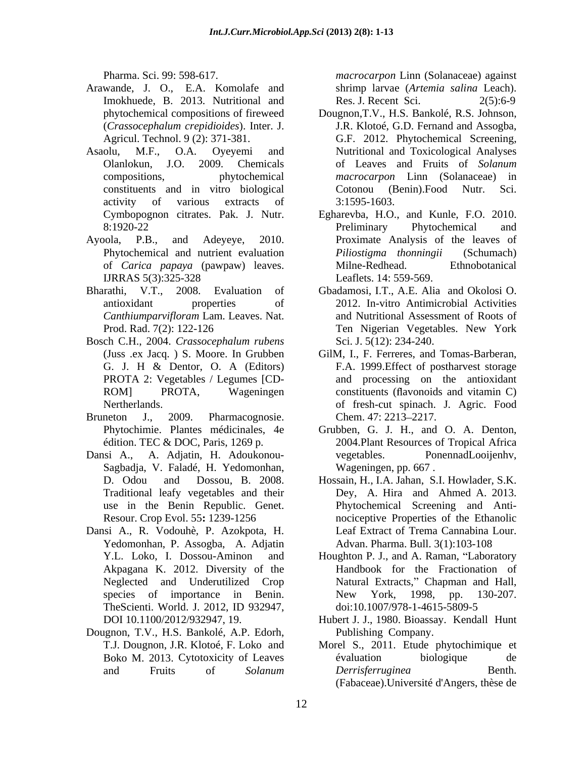Pharma. Sci. 99: 598-617.

Arawande, J. O., E.A. Komolafe and Imokhuede, B. 2013. Nutritional and phytochemical compositions of fireweed (*Crassocephalum crepidioides*). Inter. J. Agricul. Technol. 9 (2): 371-381.

Asaolu, M.F., O.A. Oyeyemi and Olanlokun, J.O. 2009. Chemicals compositions, phytochemical constituents and in vitro biological activity of various extracts of Cymbopognon citrates. Pak. J. Nutr. 8:1920-22

Ayoola, P.B., and Adeyeye, 2010. Phytochemical and nutrient evaluation of *Carica papaya* (pawpaw) leaves. IJRRAS 5(3):325-328

Bharathi, V.T., 2008. Evaluation of antioxidant properties of *Canthiumparvifloram* Lam. Leaves. Nat. Prod. Rad. 7(2): 122-126

Bosch C.H., 2004. *Crassocephalum rubens* (Juss .ex Jacq. ) S. Moore. In Grubben G. J. H & Dentor, O. A (Editors) PROTA 2: Vegetables / Legumes [CD-ROM] PROTA, Wageningen Nertherlands.

Bruneton J., 2009. Pharmacognosie. Phytochimie. Plantes médicinales, 4e édition. TEC & DOC, Paris, 1269 p.

Dansi A., A. Adjatin, H. Adoukonou-Sagbadja, V. Faladé, H. Yedomonhan, D. Odou and Dossou, B. 2008. Traditional leafy vegetables and their use in the Benin Republic. Genet. Resour. Crop Evol. 55**:** 1239-1256

Dansi A., R. Vodouhè, P. Azokpota, H. Yedomonhan, P. Assogba, A. Adjatin Y.L. Loko, I. Dossou-Aminon and Akpagana K. 2012. Diversity of the Neglected and Underutilized Crop species of importance in Benin. TheScienti. World. J. 2012, ID 932947, DOI 10.1100/2012/932947, 19.

Dougnon, T.V., H.S. Bankolé, A.P. Edorh, T.J. Dougnon, J.R. Klotoé, F. Loko and Boko M. 2013. Cytotoxicity of Leaves and Fruits of *Solanum macrocarpon* Linn (Solanaceae) against shrimp larvae (*Artemia salina* Leach). Res. J. Recent Sci. 2(5):6-9

Dougnon,T.V., H.S. Bankolé, R.S. Johnson, J.R. Klotoé, G.D. Fernand and Assogba, G.F. 2012. Phytochemical Screening, Nutritional and Toxicological Analyses of Leaves and Fruits of *Solanum macrocarpon* Linn (Solanaceae) in Cotonou (Benin).Food Nutr. Sci. 3:1595-1603.

Egharevba, H.O., and Kunle, F.O. 2010. Preliminary Phytochemical and Proximate Analysis of the leaves of *Piliostigma thonningii* (Schumach) Milne-Redhead. Ethnobotanical Leaflets. 14: 559-569.

Gbadamosi, I.T., A.E. Alia and Okolosi O. 2012. In-vitro Antimicrobial Activities and Nutritional Assessment of Roots of Ten Nigerian Vegetables. New York Sci. J. 5(12): 234-240.

GilM, I., F. Ferreres, and Tomas-Barberan, F.A. 1999.Effect of postharvest storage and processing on the antioxidant constituents (flavonoids and vitamin C) of fresh-cut spinach. J. Agric. Food Chem. 47: 2213–2217.

Grubben, G. J. H., and O. A. Denton, 2004.Plant Resources of Tropical Africa vegetables. PonennadLooijenhv, Wageningen, pp. 667 .

Hossain, H., I.A. Jahan, S.I. Howlader, S.K. Dey, A. Hira and Ahmed A. 2013. Phytochemical Screening and Anti-nociceptive Properties of the Ethanolic Leaf Extract of Trema Cannabina Lour. Advan. Pharma. Bull. 3(1):103-108

Houghton P. J., and A. Raman, "Laboratory Handbook for the Fractionation of Natural Extracts," Chapman and Hall, New York, 1998, pp. 130-207. doi:10.1007/978-1-4615-5809-5

Hubert J. J., 1980. Bioassay. Kendall Hunt Publishing Company.

Morel S., 2011. Etude phytochimique et évaluation biologique de *Derrisferruginea* Benth. (Fabaceae).Université d'Angers, thèse de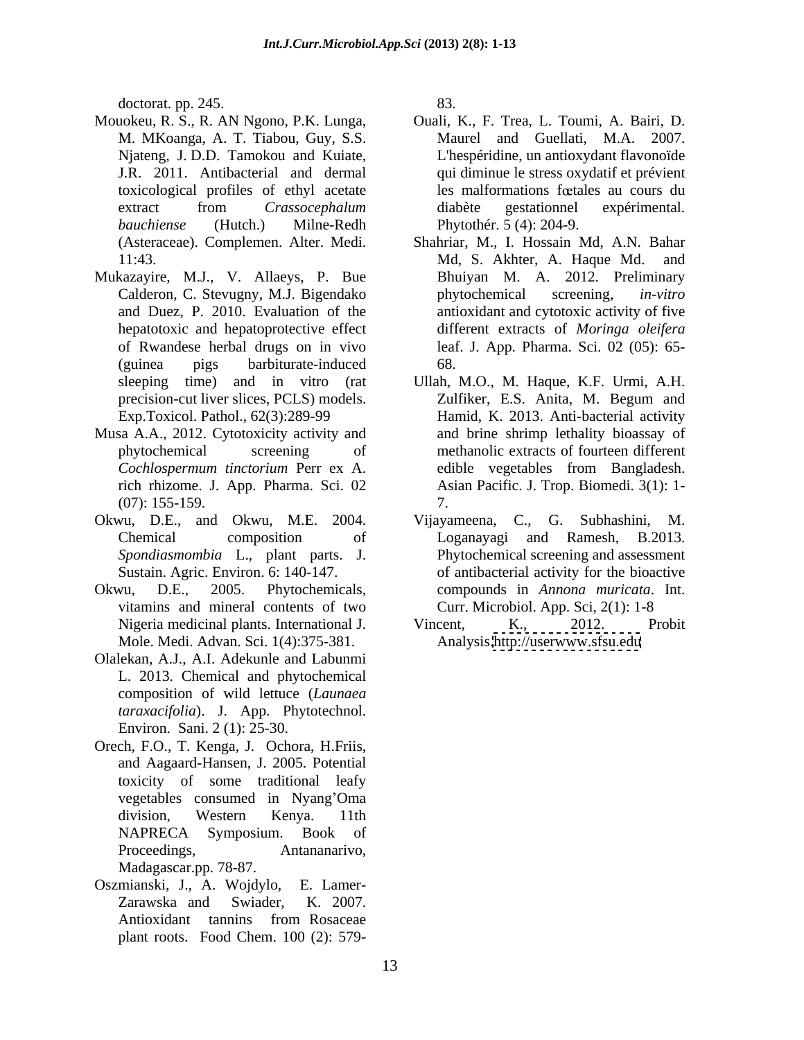doctorat. pp. 245.

Mouokeu, R. S., R. AN Ngono, P.K. Lunga, M. MKoanga, A. T. Tiabou, Guy, S.S. Njateng, J. D.D. Tamokou and Kuiate, J.R. 2011. Antibacterial and dermal toxicological profiles of ethyl acetate extract from *Crassocephalum bauchiense* (Hutch.) Milne-Redh (Asteraceae). Complemen. Alter. Medi. 11:43.

Mukazayire, M.J., V. Allaeys, P. Bue Calderon, C. Stevugny, M.J. Bigendako and Duez, P. 2010. Evaluation of the hepatotoxic and hepatoprotective effect of Rwandese herbal drugs on in vivo (guinea pigs barbiturate-induced sleeping time) and in vitro (rat precision-cut liver slices, PCLS) models. Exp.Toxicol. Pathol., 62(3):289-99

Musa A.A., 2012. Cytotoxicity activity and phytochemical screening of *Cochlospermum tinctorium* Perr ex A. rich rhizome. J. App. Pharma. Sci. 02 (07): 155-159.

Okwu, D.E., and Okwu, M.E. 2004. Chemical composition of *Spondiasmombia* L., plant parts. J. Sustain. Agric. Environ. 6: 140-147.

Okwu, D.E., 2005. Phytochemicals, vitamins and mineral contents of two Nigeria medicinal plants. International J. Mole. Medi. Advan. Sci. 1(4):375-381.

Olalekan, A.J., A.I. Adekunle and Labunmi L. 2013. Chemical and phytochemical composition of wild lettuce (*Launaea taraxacifolia*). J. App. Phytotechnol. Environ. Sani. 2 (1): 25-30.

Orech, F.O., T. Kenga, J. Ochora, H.Friis, and Aagaard-Hansen, J. 2005. Potential toxicity of some traditional leafy vegetables consumed in Nyang'Oma division, Western Kenya. 11th NAPRECA Symposium. Book of Proceedings, Antananarivo, Madagascar.pp. 78-87.

Oszmianski, J., A. Wojdylo, E. Lamer-Zarawska and Swiader, K. 2007. Antioxidant tannins from Rosaceae plant roots. Food Chem. 100 (2): 579-83.

Ouali, K., F. Trea, L. Toumi, A. Bairi, D. Maurel and Guellati, M.A. 2007. L'hespéridine, un antioxydant flavonoïde qui diminue le stress oxydatif et prévient les malformations fœtales au cours du diabète gestationnel expérimental. Phytothér. 5 (4): 204-9.

Shahriar, M., I. Hossain Md, A.N. Bahar Md, S. Akhter, A. Haque Md. and Bhuiyan M. A. 2012. Preliminary phytochemical screening, *in-vitro* antioxidant and cytotoxic activity of five different extracts of *Moringa oleifera* leaf. J. App. Pharma. Sci. 02 (05): 65-68.

Ullah, M.O., M. Haque, K.F. Urmi, A.H. Zulfiker, E.S. Anita, M. Begum and Hamid, K. 2013. Anti-bacterial activity and brine shrimp lethality bioassay of methanolic extracts of fourteen different edible vegetables from Bangladesh. Asian Pacific. J. Trop. Biomedi. 3(1): 1-7.

Vijayameena, C., G. Subhashini, M. Loganayagi and Ramesh, B.2013. Phytochemical screening and assessment of antibacterial activity for the bioactive compounds in *Annona muricata*. Int. Curr. Microbiol. App. Sci, 2(1): 1-8

Vincent, K., 2012. Probit Analysis http://userwww.sfsu.edu